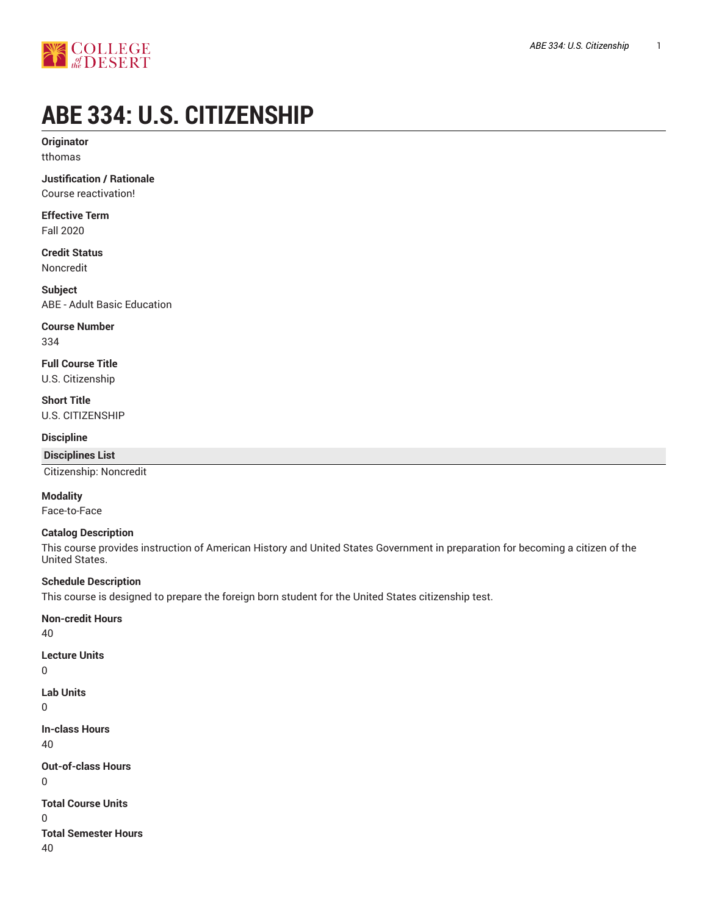# ABE 334: U.S. CITIZENSHIP

**Originator**
tthomas

**Justification / Rationale**
Course reactivation!

**Effective Term**
Fall 2020

**Credit Status**
Noncredit

**Subject**
ABE - Adult Basic Education

**Course Number**
334

**Full Course Title**
U.S. Citizenship

**Short Title**
U.S. CITIZENSHIP

**Discipline**

| Disciplines List |
| --- |
| Citizenship: Noncredit |

**Modality**
Face-to-Face

**Catalog Description**
This course provides instruction of American History and United States Government in preparation for becoming a citizen of the United States.

**Schedule Description**
This course is designed to prepare the foreign born student for the United States citizenship test.

**Non-credit Hours**
40

**Lecture Units**
0

**Lab Units**
0

**In-class Hours**
40

**Out-of-class Hours**
0

**Total Course Units**
0

**Total Semester Hours**
40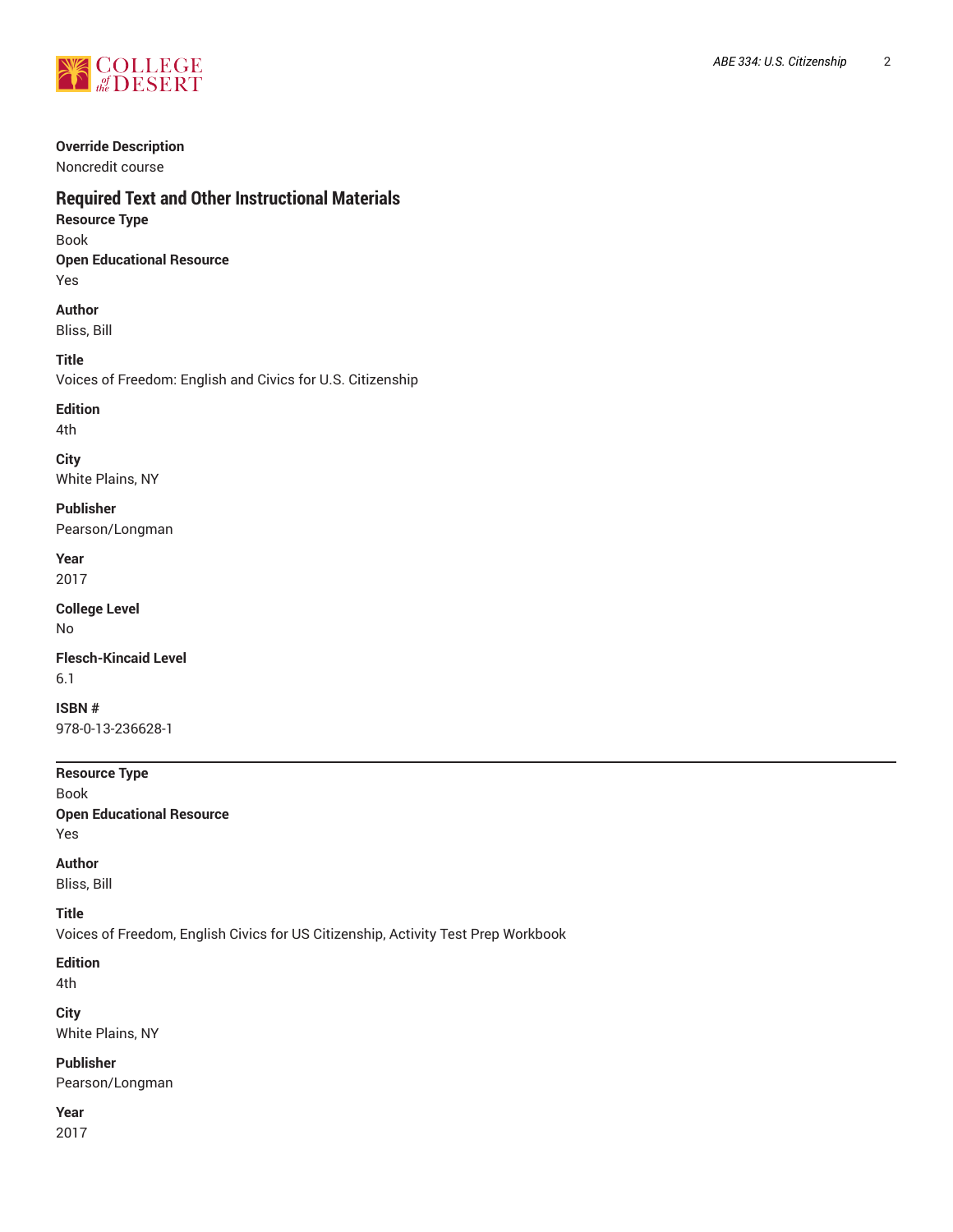**Override Description**

Noncredit course

## Required Text and Other Instructional Materials

**Resource Type**

Book

**Open Educational Resource**

Yes

**Author**

Bliss, Bill

**Title**

Voices of Freedom: English and Civics for U.S. Citizenship

**Edition**

4th

**City**

White Plains, NY

**Publisher**

Pearson/Longman

**Year**

2017

**College Level**

No

**Flesch-Kincaid Level**

6.1

**ISBN #**

978-0-13-236628-1

---

**Resource Type**

Book

**Open Educational Resource**

Yes

**Author**

Bliss, Bill

**Title**

Voices of Freedom, English Civics for US Citizenship, Activity Test Prep Workbook

**Edition**

4th

**City**

White Plains, NY

**Publisher**

Pearson/Longman

**Year**

2017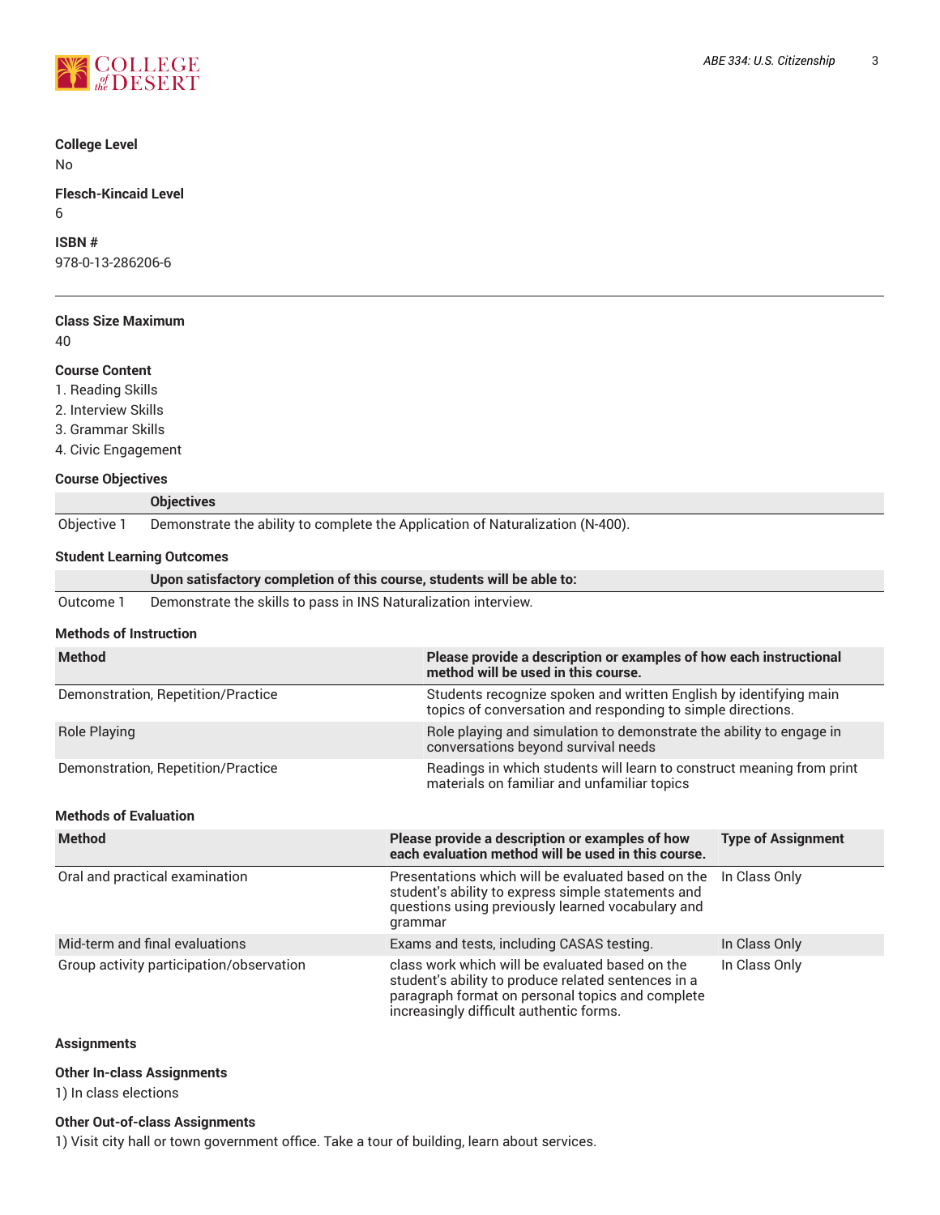**College Level**
No

**Flesch-Kincaid Level**
6

**ISBN #**
978-0-13-286206-6

---

**Class Size Maximum**
40

**Course Content**
1. Reading Skills
2. Interview Skills
3. Grammar Skills
4. Civic Engagement

**Course Objectives**

| | Objectives |
|---|---|
| Objective 1 | Demonstrate the ability to complete the Application of Naturalization (N-400). |

**Student Learning Outcomes**

| | Upon satisfactory completion of this course, students will be able to: |
|---|---|
| Outcome 1 | Demonstrate the skills to pass in INS Naturalization interview. |

**Methods of Instruction**

| Method | Please provide a description or examples of how each instructional method will be used in this course. |
|---|---|
| Demonstration, Repetition/Practice | Students recognize spoken and written English by identifying main topics of conversation and responding to simple directions. |
| Role Playing | Role playing and simulation to demonstrate the ability to engage in conversations beyond survival needs |
| Demonstration, Repetition/Practice | Readings in which students will learn to construct meaning from print materials on familiar and unfamiliar topics |

**Methods of Evaluation**

| Method | Please provide a description or examples of how each evaluation method will be used in this course. | Type of Assignment |
|---|---|---|
| Oral and practical examination | Presentations which will be evaluated based on the student's ability to express simple statements and questions using previously learned vocabulary and grammar | In Class Only |
| Mid-term and final evaluations | Exams and tests, including CASAS testing. | In Class Only |
| Group activity participation/observation | class work which will be evaluated based on the student's ability to produce related sentences in a paragraph format on personal topics and complete increasingly difficult authentic forms. | In Class Only |

**Assignments**

**Other In-class Assignments**
1) In class elections

**Other Out-of-class Assignments**
1) Visit city hall or town government office. Take a tour of building, learn about services.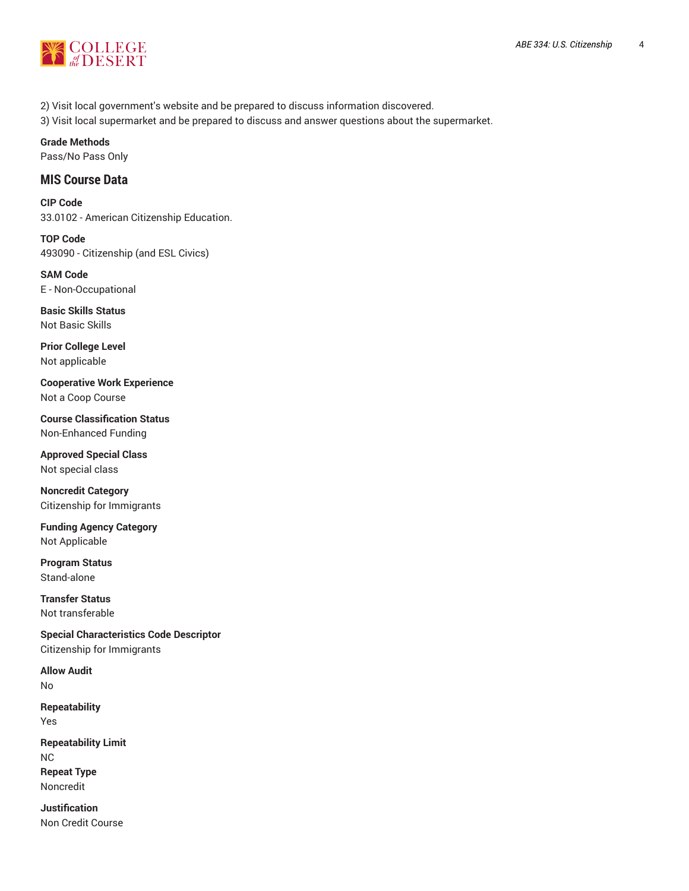2) Visit local government's website and be prepared to discuss information discovered.
3) Visit local supermarket and be prepared to discuss and answer questions about the supermarket.

**Grade Methods**
Pass/No Pass Only

## MIS Course Data

**CIP Code**
33.0102 - American Citizenship Education.

**TOP Code**
493090 - Citizenship (and ESL Civics)

**SAM Code**
E - Non-Occupational

**Basic Skills Status**
Not Basic Skills

**Prior College Level**
Not applicable

**Cooperative Work Experience**
Not a Coop Course

**Course Classification Status**
Non-Enhanced Funding

**Approved Special Class**
Not special class

**Noncredit Category**
Citizenship for Immigrants

**Funding Agency Category**
Not Applicable

**Program Status**
Stand-alone

**Transfer Status**
Not transferable

**Special Characteristics Code Descriptor**
Citizenship for Immigrants

**Allow Audit**
No

**Repeatability**
Yes

**Repeatability Limit**
NC

**Repeat Type**
Noncredit

**Justification**
Non Credit Course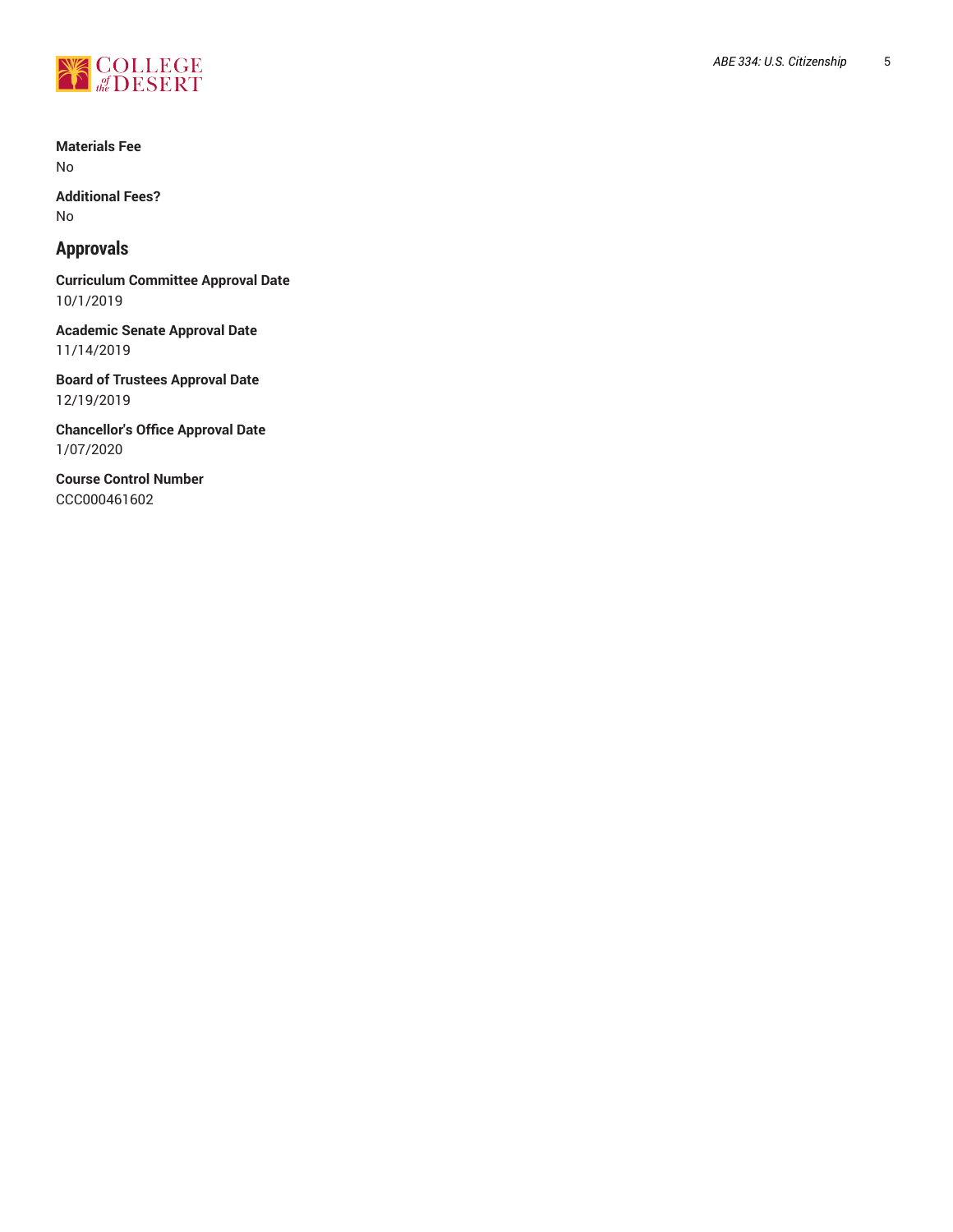**Materials Fee**
No

**Additional Fees?**
No

## Approvals

**Curriculum Committee Approval Date**
10/1/2019

**Academic Senate Approval Date**
11/14/2019

**Board of Trustees Approval Date**
12/19/2019

**Chancellor's Office Approval Date**
1/07/2020

**Course Control Number**
CCC000461602